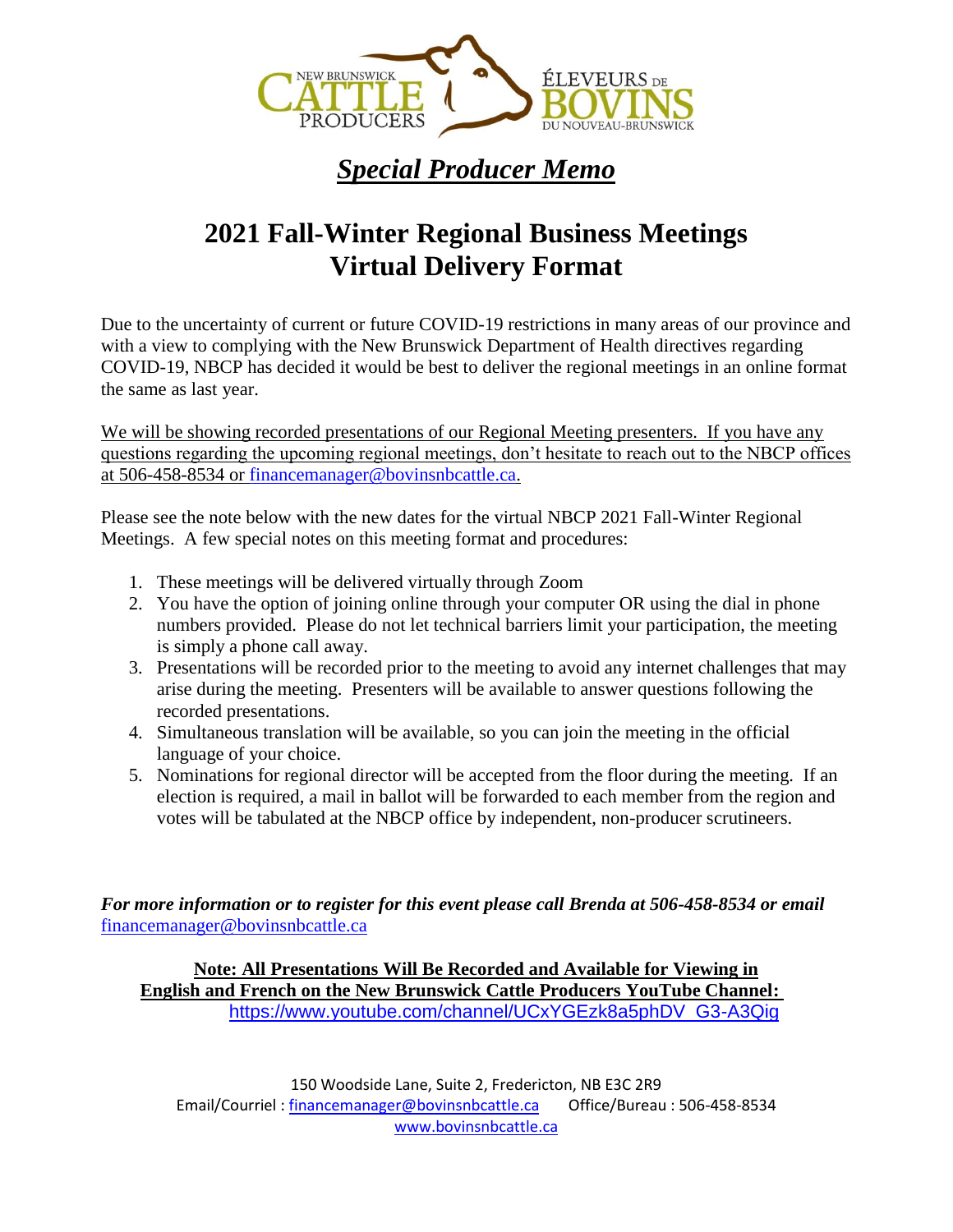NEW BRUNSWICK CATTLE PRODUCERS ÉLEVEURS DE BOVINS DU NOUVEAU-BRUNSWICK

## *Special Producer Memo*

# 2021 Fall-Winter Regional Business Meetings Virtual Delivery Format

Due to the uncertainty of current or future COVID-19 restrictions in many areas of our province and with a view to complying with the New Brunswick Department of Health directives regarding COVID-19, NBCP has decided it would be best to deliver the regional meetings in an online format the same as last year.

We will be showing recorded presentations of our Regional Meeting presenters. If you have any questions regarding the upcoming regional meetings, don't hesitate to reach out to the NBCP offices at 506-458-8534 or financemanager@bovinsnbcattle.ca.

Please see the note below with the new dates for the virtual NBCP 2021 Fall-Winter Regional Meetings. A few special notes on this meeting format and procedures:

1. These meetings will be delivered virtually through Zoom
2. You have the option of joining online through your computer OR using the dial in phone numbers provided. Please do not let technical barriers limit your participation, the meeting is simply a phone call away.
3. Presentations will be recorded prior to the meeting to avoid any internet challenges that may arise during the meeting. Presenters will be available to answer questions following the recorded presentations.
4. Simultaneous translation will be available, so you can join the meeting in the official language of your choice.
5. Nominations for regional director will be accepted from the floor during the meeting. If an election is required, a mail in ballot will be forwarded to each member from the region and votes will be tabulated at the NBCP office by independent, non-producer scrutineers.

***For more information or to register for this event please call Brenda at 506-458-8534 or email*** financemanager@bovinsnbcattle.ca

**Note: All Presentations Will Be Recorded and Available for Viewing in English and French on the New Brunswick Cattle Producers YouTube Channel:**
https://www.youtube.com/channel/UCxYGEzk8a5phDV_G3-A3Qig

150 Woodside Lane, Suite 2, Fredericton, NB E3C 2R9
Email/Courriel : financemanager@bovinsnbcattle.ca Office/Bureau : 506-458-8534
www.bovinsnbcattle.ca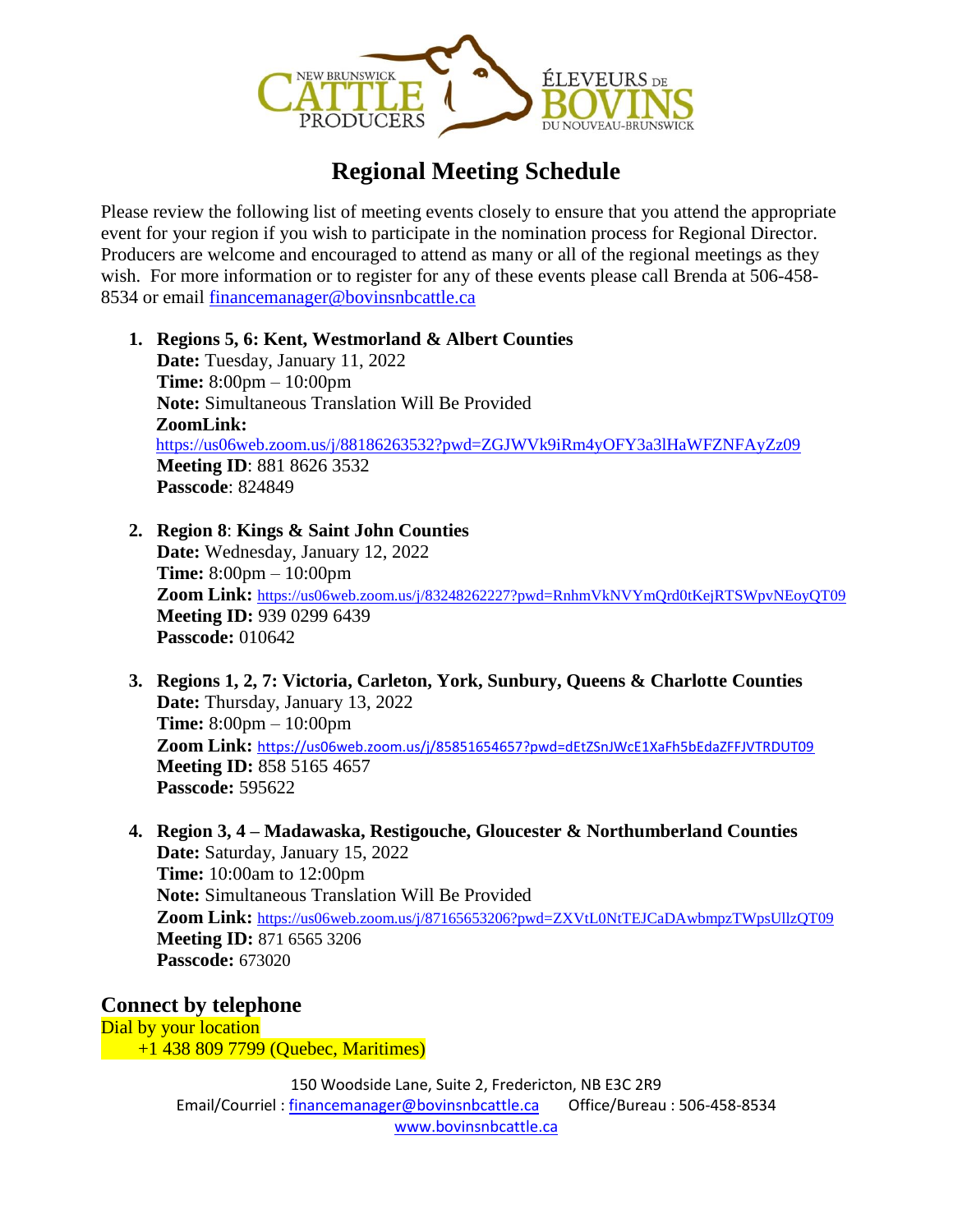# Regional Meeting Schedule

Please review the following list of meeting events closely to ensure that you attend the appropriate event for your region if you wish to participate in the nomination process for Regional Director. Producers are welcome and encouraged to attend as many or all of the regional meetings as they wish. For more information or to register for any of these events please call Brenda at 506-458-8534 or email financemanager@bovinsnbcattle.ca

1. **Regions 5, 6: Kent, Westmorland & Albert Counties**
   **Date:** Tuesday, January 11, 2022
   **Time:** 8:00pm – 10:00pm
   **Note:** Simultaneous Translation Will Be Provided
   **ZoomLink:**
   https://us06web.zoom.us/j/88186263532?pwd=ZGJWVk9iRm4yOFY3a3lHaWFZNFAyZz09
   **Meeting ID**: 881 8626 3532
   **Passcode**: 824849

2. **Region 8**: **Kings & Saint John Counties**
   **Date:** Wednesday, January 12, 2022
   **Time:** 8:00pm – 10:00pm
   **Zoom Link:** https://us06web.zoom.us/j/83248262227?pwd=RnhmVkNVYmQrd0tKejRTSWpvNEoyQT09
   **Meeting ID:** 939 0299 6439
   **Passcode:** 010642

3. **Regions 1, 2, 7: Victoria, Carleton, York, Sunbury, Queens & Charlotte Counties**
   **Date:** Thursday, January 13, 2022
   **Time:** 8:00pm – 10:00pm
   **Zoom Link:** https://us06web.zoom.us/j/85851654657?pwd=dEtZSnJWcE1XaFh5bEdaZFFJVTRDUT09
   **Meeting ID:** 858 5165 4657
   **Passcode:** 595622

4. **Region 3, 4 – Madawaska, Restigouche, Gloucester & Northumberland Counties**
   **Date:** Saturday, January 15, 2022
   **Time:** 10:00am to 12:00pm
   **Note:** Simultaneous Translation Will Be Provided
   **Zoom Link:** https://us06web.zoom.us/j/87165653206?pwd=ZXVtL0NtTEJCaDAwbmpzTWpsUllzQT09
   **Meeting ID:** 871 6565 3206
   **Passcode:** 673020

## Connect by telephone

Dial by your location
+1 438 809 7799 (Quebec, Maritimes)

150 Woodside Lane, Suite 2, Fredericton, NB E3C 2R9
Email/Courriel : financemanager@bovinsnbcattle.ca Office/Bureau : 506-458-8534
www.bovinsnbcattle.ca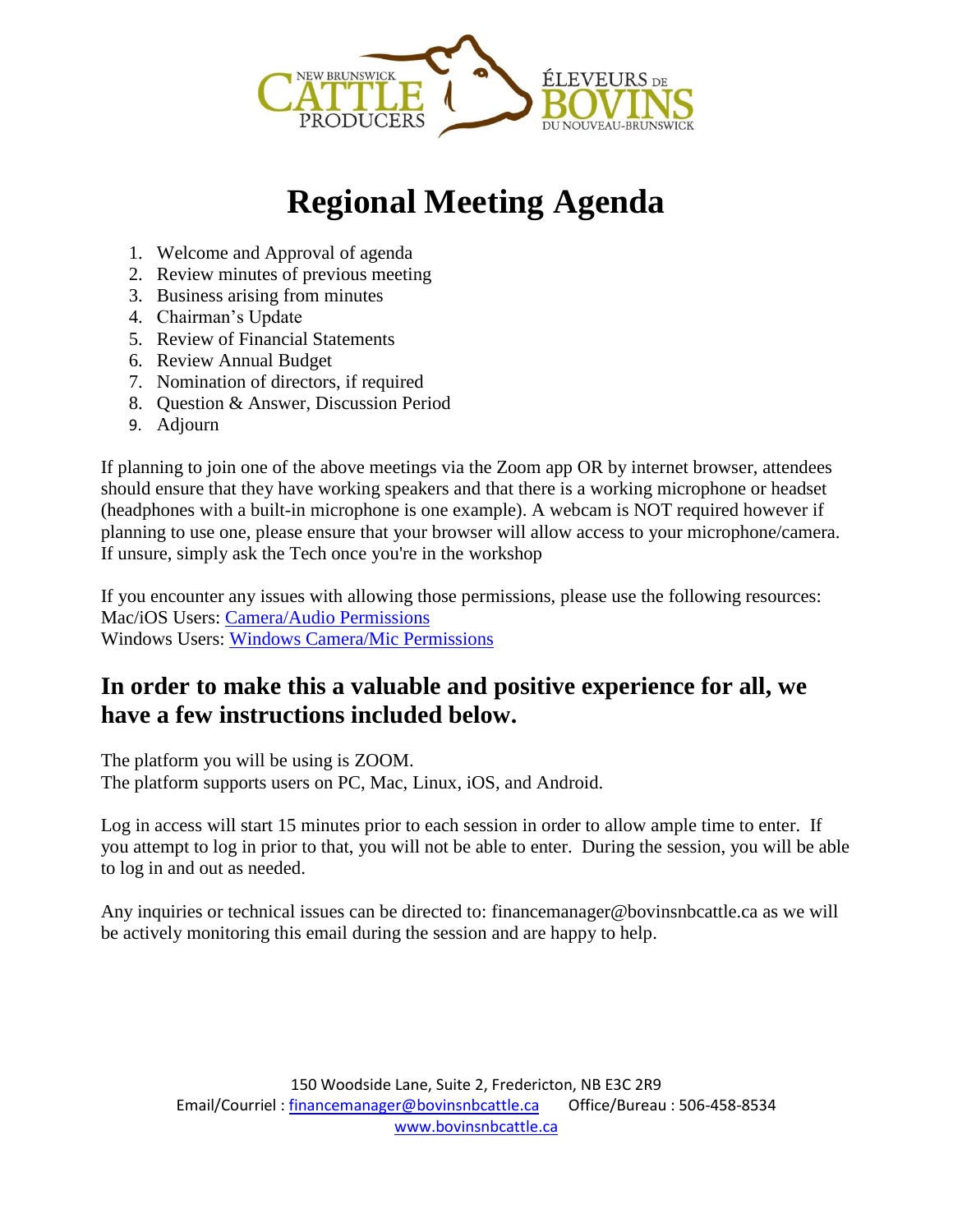# Regional Meeting Agenda

1. Welcome and Approval of agenda
2. Review minutes of previous meeting
3. Business arising from minutes
4. Chairman's Update
5. Review of Financial Statements
6. Review Annual Budget
7. Nomination of directors, if required
8. Question & Answer, Discussion Period
9. Adjourn

If planning to join one of the above meetings via the Zoom app OR by internet browser, attendees should ensure that they have working speakers and that there is a working microphone or headset (headphones with a built-in microphone is one example). A webcam is NOT required however if planning to use one, please ensure that your browser will allow access to your microphone/camera. If unsure, simply ask the Tech once you're in the workshop

If you encounter any issues with allowing those permissions, please use the following resources:
Mac/iOS Users: Camera/Audio Permissions
Windows Users: Windows Camera/Mic Permissions

## In order to make this a valuable and positive experience for all, we have a few instructions included below.

The platform you will be using is ZOOM.
The platform supports users on PC, Mac, Linux, iOS, and Android.

Log in access will start 15 minutes prior to each session in order to allow ample time to enter. If you attempt to log in prior to that, you will not be able to enter. During the session, you will be able to log in and out as needed.

Any inquiries or technical issues can be directed to: financemanager@bovinsnbcattle.ca as we will be actively monitoring this email during the session and are happy to help.

150 Woodside Lane, Suite 2, Fredericton, NB E3C 2R9
Email/Courriel : financemanager@bovinsnbcattle.ca Office/Bureau : 506-458-8534
www.bovinsnbcattle.ca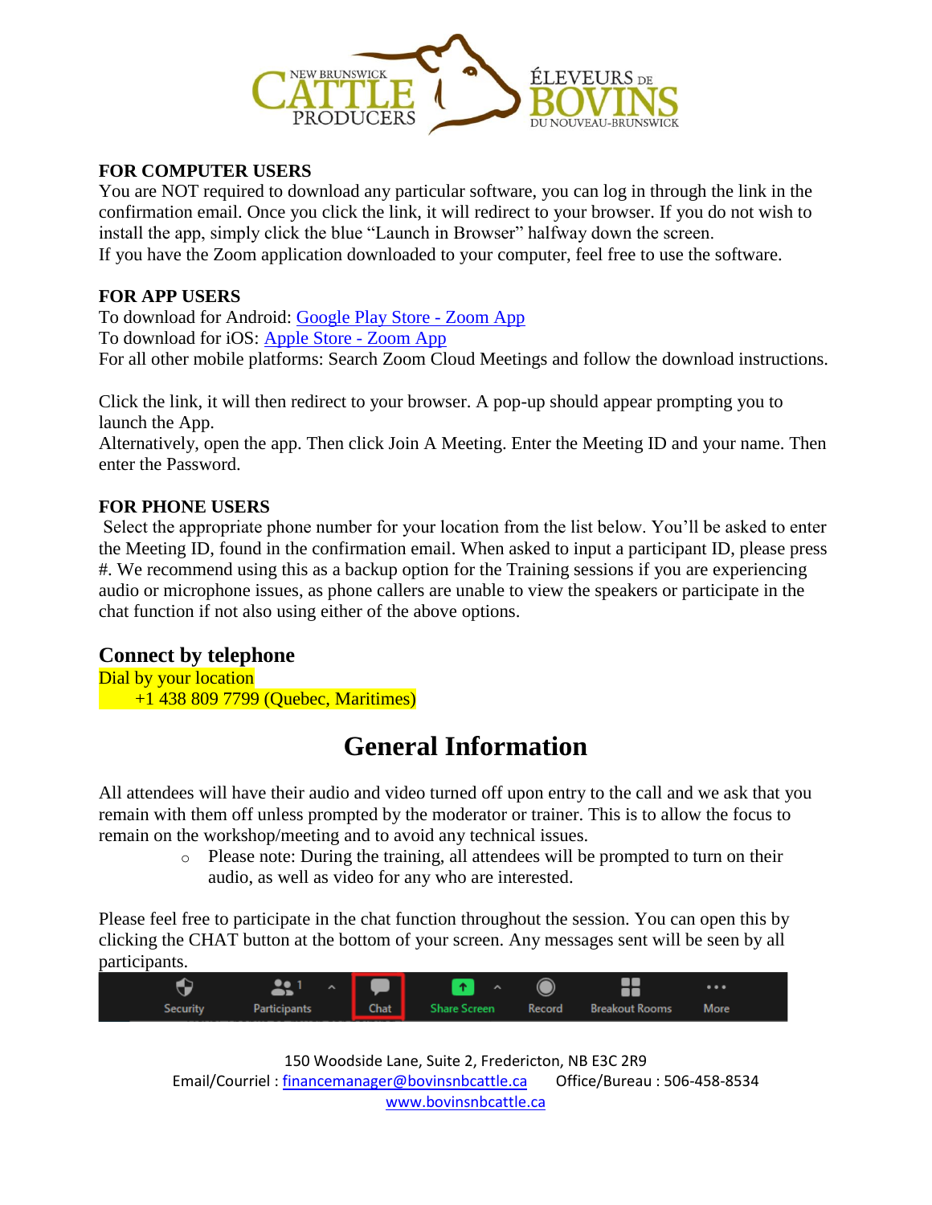**FOR COMPUTER USERS**

You are NOT required to download any particular software, you can log in through the link in the confirmation email. Once you click the link, it will redirect to your browser. If you do not wish to install the app, simply click the blue "Launch in Browser" halfway down the screen.

If you have the Zoom application downloaded to your computer, feel free to use the software.

**FOR APP USERS**

To download for Android: Google Play Store - Zoom App

To download for iOS: Apple Store - Zoom App

For all other mobile platforms: Search Zoom Cloud Meetings and follow the download instructions.

Click the link, it will then redirect to your browser. A pop-up should appear prompting you to launch the App.

Alternatively, open the app. Then click Join A Meeting. Enter the Meeting ID and your name. Then enter the Password.

**FOR PHONE USERS**

Select the appropriate phone number for your location from the list below. You'll be asked to enter the Meeting ID, found in the confirmation email. When asked to input a participant ID, please press #. We recommend using this as a backup option for the Training sessions if you are experiencing audio or microphone issues, as phone callers are unable to view the speakers or participate in the chat function if not also using either of the above options.

### Connect by telephone

Dial by your location

+1 438 809 7799 (Quebec, Maritimes)

## General Information

All attendees will have their audio and video turned off upon entry to the call and we ask that you remain with them off unless prompted by the moderator or trainer. This is to allow the focus to remain on the workshop/meeting and to avoid any technical issues.

- Please note: During the training, all attendees will be prompted to turn on their audio, as well as video for any who are interested.

Please feel free to participate in the chat function throughout the session. You can open this by clicking the CHAT button at the bottom of your screen. Any messages sent will be seen by all participants.

Security | Participants | Chat | Share Screen | Record | Breakout Rooms | More

150 Woodside Lane, Suite 2, Fredericton, NB E3C 2R9

Email/Courriel : financemanager@bovinsnbcattle.ca Office/Bureau : 506-458-8534

www.bovinsnbcattle.ca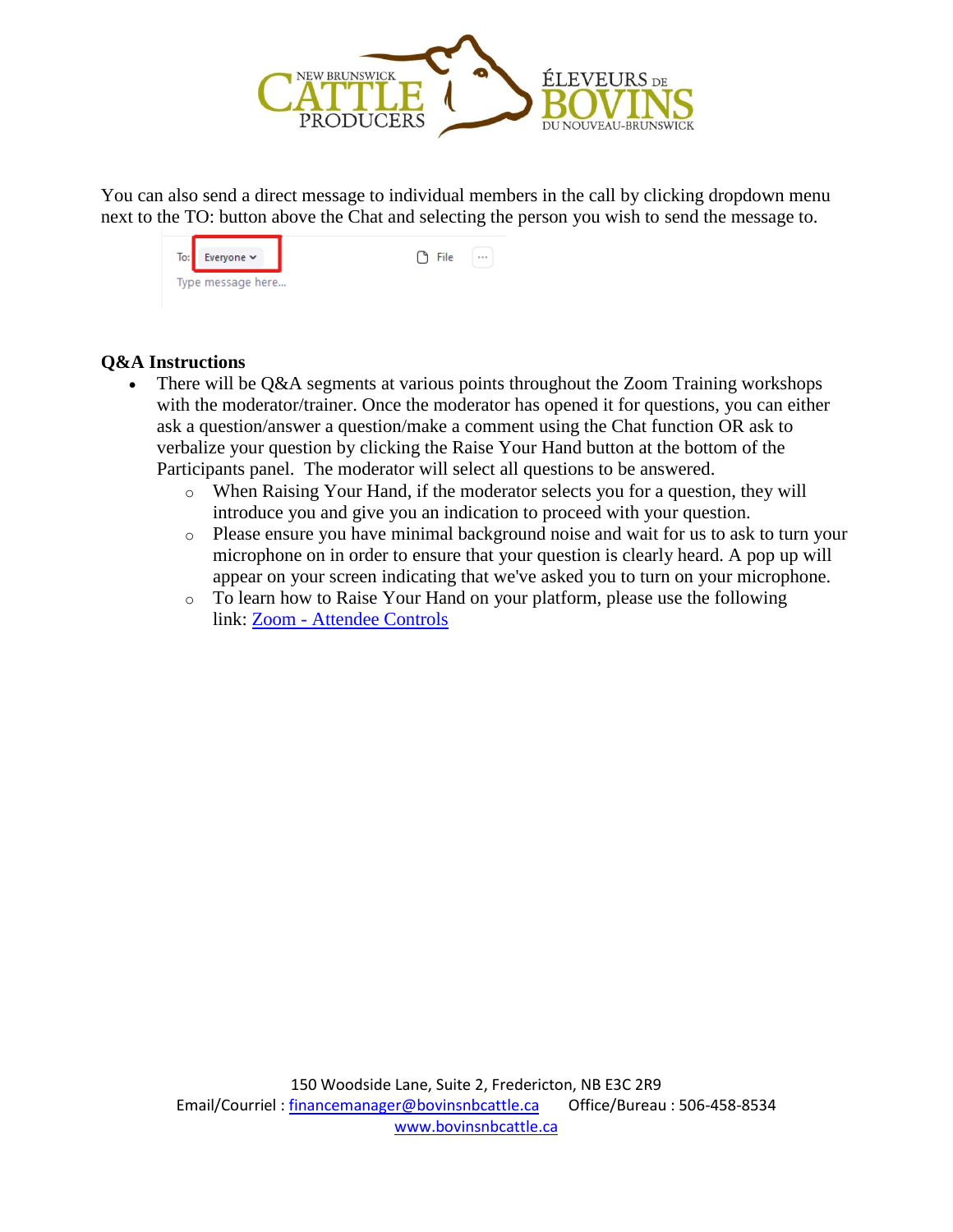You can also send a direct message to individual members in the call by clicking dropdown menu next to the TO: button above the Chat and selecting the person you wish to send the message to.

To: Everyone
Type message here...
File

**Q&A Instructions**

- There will be Q&A segments at various points throughout the Zoom Training workshops with the moderator/trainer. Once the moderator has opened it for questions, you can either ask a question/answer a question/make a comment using the Chat function OR ask to verbalize your question by clicking the Raise Your Hand button at the bottom of the Participants panel.  The moderator will select all questions to be answered.
  - When Raising Your Hand, if the moderator selects you for a question, they will introduce you and give you an indication to proceed with your question.
  - Please ensure you have minimal background noise and wait for us to ask to turn your microphone on in order to ensure that your question is clearly heard. A pop up will appear on your screen indicating that we've asked you to turn on your microphone.
  - To learn how to Raise Your Hand on your platform, please use the following link: Zoom - Attendee Controls